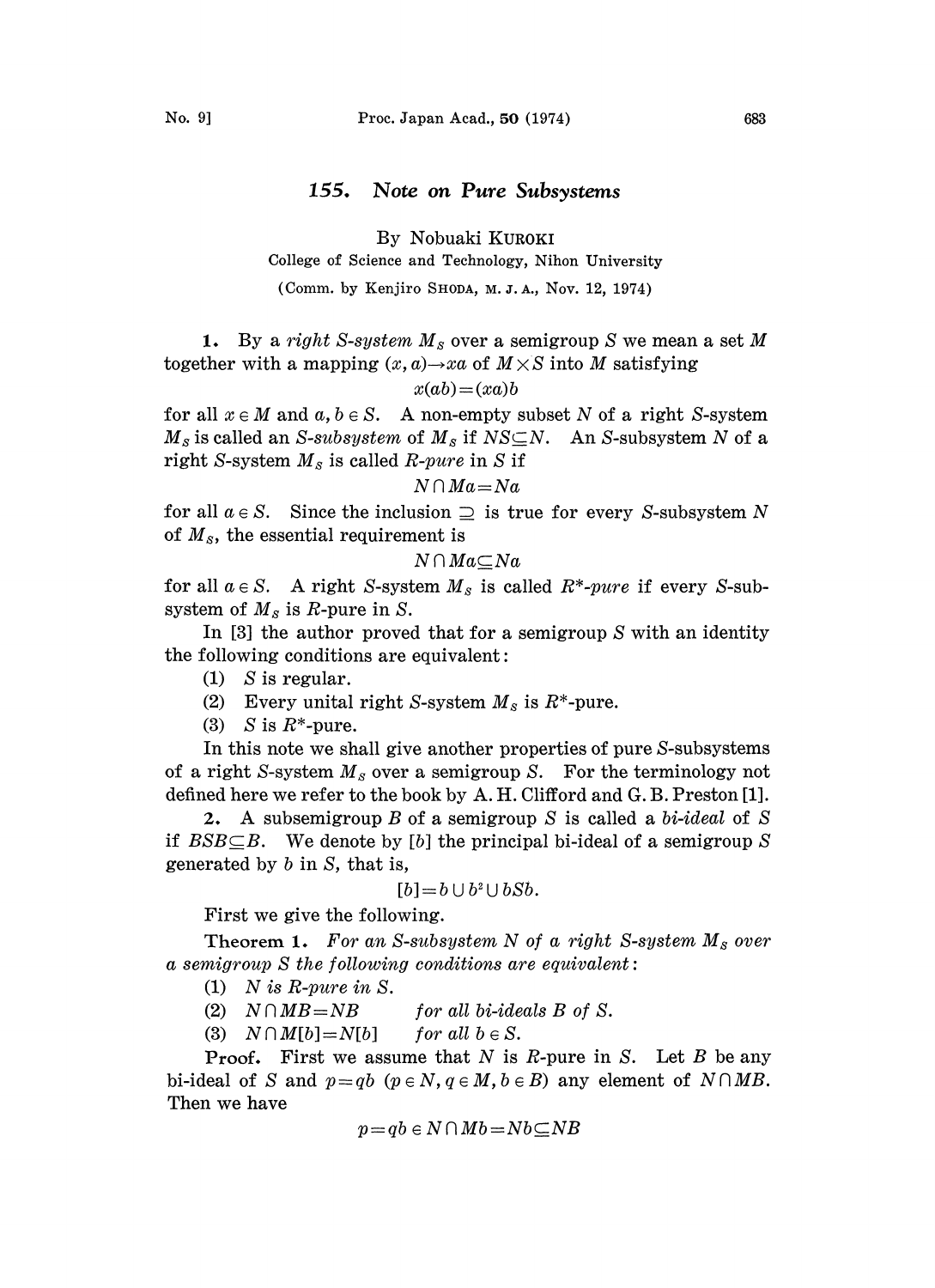# 155. Note on Pure Subsystems

By Nobuaki KUROKI

College of Science and Technology, Nihon University

(Comm. by Kenjiro SHODA, M. J. A., Nov. 12, 1974)

**1.** By a *right S-system* $M_S$ over a semigroup $S$ we mean a set $M$ together with a mapping $(x, a) \rightarrow xa$ of $M \times S$ into $M$ satisfying

$$x(ab) = (xa)b$$

for all $x \in M$ and $a, b \in S$. A non-empty subset $N$ of a right $S$-system $M_S$ is called an *S-subsystem* of $M_S$ if $NS \subseteq N$. An $S$-subsystem $N$ of a right $S$-system $M_S$ is called *R-pure* in $S$ if

$$N \cap Ma = Na$$

for all $a \in S$. Since the inclusion $\supseteq$ is true for every $S$-subsystem $N$ of $M_S$, the essential requirement is

$$N \cap Ma \subseteq Na$$

for all $a \in S$. A right $S$-system $M_S$ is called *R\*-pure* if every $S$-subsystem of $M_S$ is $R$-pure in $S$.

In [3] the author proved that for a semigroup $S$ with an identity the following conditions are equivalent:

(1) $S$ is regular.

(2) Every unital right $S$-system $M_S$ is $R^*$-pure.

(3) $S$ is $R^*$-pure.

In this note we shall give another properties of pure $S$-subsystems of a right $S$-system $M_S$ over a semigroup $S$. For the terminology not defined here we refer to the book by A. H. Clifford and G. B. Preston [1].

**2.** A subsemigroup $B$ of a semigroup $S$ is called a *bi-ideal* of $S$ if $BSB \subseteq B$. We denote by $[b]$ the principal bi-ideal of a semigroup $S$ generated by $b$ in $S$, that is,

$$[b] = b \cup b^2 \cup bSb.$$

First we give the following.

**Theorem 1.** *For an S-subsystem N of a right S-system $M_S$ over a semigroup S the following conditions are equivalent:*

(1) *$N$ is R-pure in S.*

(2) $N \cap MB = NB$ *for all bi-ideals B of S.*

(3) $N \cap M[b] = N[b]$ *for all $b \in S$.*

**Proof.** First we assume that $N$ is $R$-pure in $S$. Let $B$ be any bi-ideal of $S$ and $p = qb$ ($p \in N, q \in M, b \in B$) any element of $N \cap MB$. Then we have

$$p = qb \in N \cap Mb = Nb \subseteq NB$$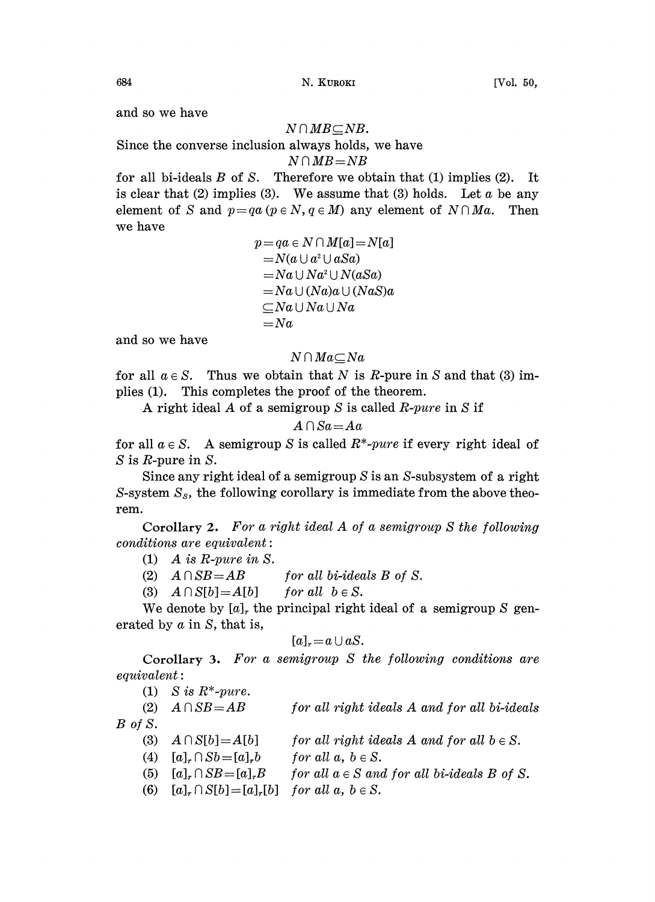and so we have

$$N \cap MB \subseteq NB.$$

Since the converse inclusion always holds, we have

$$N \cap MB = NB$$

for all bi-ideals $B$ of $S$. Therefore we obtain that (1) implies (2). It is clear that (2) implies (3). We assume that (3) holds. Let $a$ be any element of $S$ and $p = qa$ ($p \in N$, $q \in M$) any element of $N \cap Ma$. Then we have

$$\begin{aligned} p = qa \in N \cap M[a] &= N[a] \\ &= N(a \cup a^2 \cup aSa) \\ &= Na \cup Na^2 \cup N(aSa) \\ &= Na \cup (Na)a \cup (NaS)a \\ &\subseteq Na \cup Na \cup Na \\ &= Na \end{aligned}$$

and so we have

$$N \cap Ma \subseteq Na$$

for all $a \in S$. Thus we obtain that $N$ is $R$-pure in $S$ and that (3) implies (1). This completes the proof of the theorem.

A right ideal $A$ of a semigroup $S$ is called *$R$-pure* in $S$ if

$$A \cap Sa = Aa$$

for all $a \in S$. A semigroup $S$ is called *$R^*$-pure* if every right ideal of $S$ is $R$-pure in $S$.

Since any right ideal of a semigroup $S$ is an $S$-subsystem of a right $S$-system $S_S$, the following corollary is immediate from the above theorem.

**Corollary 2.** *For a right ideal $A$ of a semigroup $S$ the following conditions are equivalent:*

(1) *$A$ is $R$-pure in $S$.*

(2) $A \cap SB = AB$ *for all bi-ideals $B$ of $S$.*

(3) $A \cap S[b] = A[b]$ *for all $b \in S$.*

We denote by $[a]_r$ the principal right ideal of a semigroup $S$ generated by $a$ in $S$, that is,

$$[a]_r = a \cup aS.$$

**Corollary 3.** *For a semigroup $S$ the following conditions are equivalent:*

(1) *$S$ is $R^*$-pure.*

(2) $A \cap SB = AB$ *for all right ideals $A$ and for all bi-ideals $B$ of $S$.*

(3) $A \cap S[b] = A[b]$ *for all right ideals $A$ and for all $b \in S$.*

(4) $[a]_r \cap Sb = [a]_r b$ *for all $a, b \in S$.*

(5) $[a]_r \cap SB = [a]_r B$ *for all $a \in S$ and for all bi-ideals $B$ of $S$.*

(6) $[a]_r \cap S[b] = [a]_r[b]$ *for all $a, b \in S$.*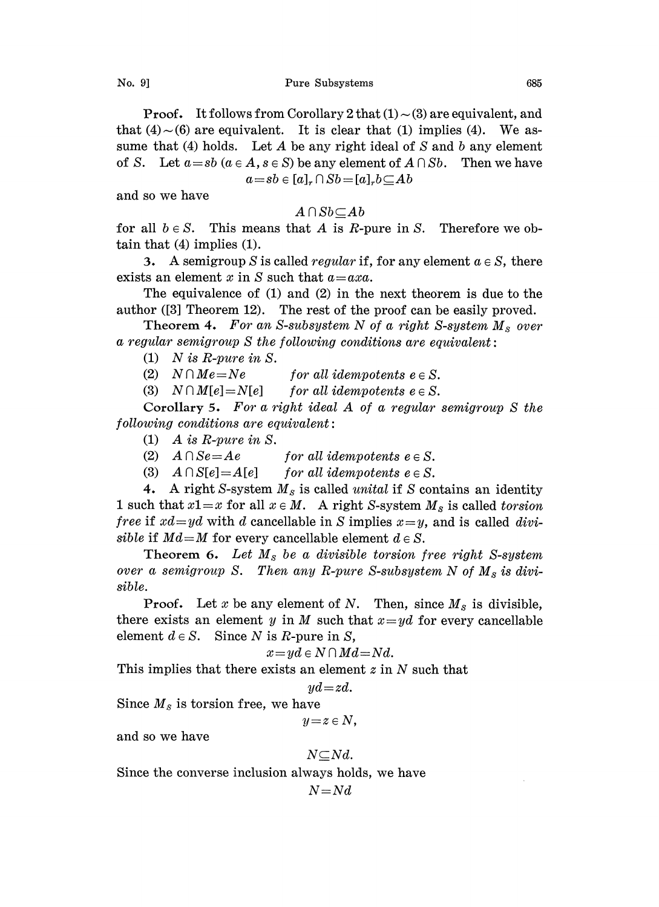**Proof.** It follows from Corollary 2 that (1) ~ (3) are equivalent, and that (4) ~ (6) are equivalent. It is clear that (1) implies (4). We assume that (4) holds. Let $A$ be any right ideal of $S$ and $b$ any element of $S$. Let $a=sb$ ($a \in A, s \in S$) be any element of $A \cap Sb$. Then we have

$$a=sb \in [a]_r \cap Sb=[a]_r b \subseteq Ab$$

and so we have

$$A \cap Sb \subseteq Ab$$

for all $b \in S$. This means that $A$ is $R$-pure in $S$. Therefore we obtain that (4) implies (1).

**3.** A semigroup $S$ is called *regular* if, for any element $a \in S$, there exists an element $x$ in $S$ such that $a=axa$.

The equivalence of (1) and (2) in the next theorem is due to the author ([3] Theorem 12). The rest of the proof can be easily proved.

**Theorem 4.** *For an S-subsystem $N$ of a right S-system $M_S$ over a regular semigroup $S$ the following conditions are equivalent*:

(1) *$N$ is $R$-pure in $S$.*

(2) $N \cap Me=Ne$ *for all idempotents $e \in S$.*

(3) $N \cap M[e]=N[e]$ *for all idempotents $e \in S$.*

**Corollary 5.** *For a right ideal $A$ of a regular semigroup $S$ the following conditions are equivalent*:

(1) *$A$ is $R$-pure in $S$.*

(2) $A \cap Se=Ae$ *for all idempotents $e \in S$.*

(3) $A \cap S[e]=A[e]$ *for all idempotents $e \in S$.*

**4.** A right $S$-system $M_S$ is called *unital* if $S$ contains an identity 1 such that $x1=x$ for all $x \in M$. A right $S$-system $M_S$ is called *torsion free* if $xd=yd$ with $d$ cancellable in $S$ implies $x=y$, and is called *divisible* if $Md=M$ for every cancellable element $d \in S$.

**Theorem 6.** *Let $M_S$ be a divisible torsion free right S-system over a semigroup $S$. Then any R-pure S-subsystem $N$ of $M_S$ is divisible.*

**Proof.** Let $x$ be any element of $N$. Then, since $M_S$ is divisible, there exists an element $y$ in $M$ such that $x=yd$ for every cancellable element $d \in S$. Since $N$ is $R$-pure in $S$,

$$x=yd \in N \cap Md=Nd.$$

This implies that there exists an element $z$ in $N$ such that

$$yd=zd.$$

Since $M_S$ is torsion free, we have

$$y=z \in N,$$

and so we have

$$N \subseteq Nd.$$

Since the converse inclusion always holds, we have

$$N=Nd$$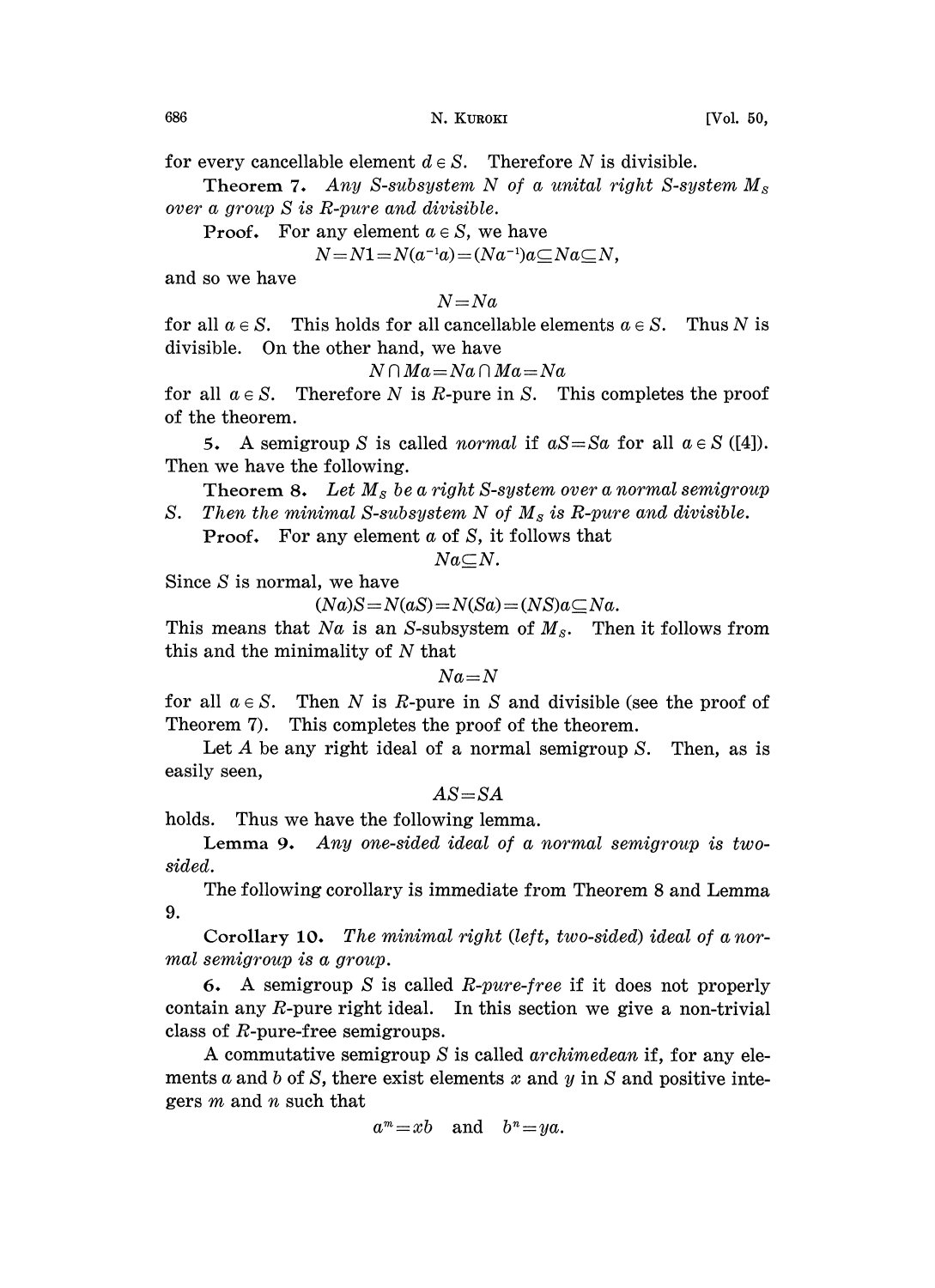for every cancellable element $d \in S$. Therefore $N$ is divisible.

**Theorem 7.** *Any S-subsystem N of a unital right S-system $M_S$ over a group S is R-pure and divisible.*

**Proof.** For any element $a \in S$, we have

$$N = N1 = N(a^{-1}a) = (Na^{-1})a \subseteq Na \subseteq N,$$

and so we have

$$N = Na$$

for all $a \in S$. This holds for all cancellable elements $a \in S$. Thus $N$ is divisible. On the other hand, we have

$$N \cap Ma = Na \cap Ma = Na$$

for all $a \in S$. Therefore $N$ is $R$-pure in $S$. This completes the proof of the theorem.

**5.** A semigroup $S$ is called *normal* if $aS = Sa$ for all $a \in S$ ([4]). Then we have the following.

**Theorem 8.** *Let $M_S$ be a right S-system over a normal semigroup S. Then the minimal S-subsystem N of $M_S$ is R-pure and divisible.*

**Proof.** For any element $a$ of $S$, it follows that

$$Na \subseteq N.$$

Since $S$ is normal, we have

$$(Na)S = N(aS) = N(Sa) = (NS)a \subseteq Na.$$

This means that $Na$ is an $S$-subsystem of $M_S$. Then it follows from this and the minimality of $N$ that

$$Na = N$$

for all $a \in S$. Then $N$ is $R$-pure in $S$ and divisible (see the proof of Theorem 7). This completes the proof of the theorem.

Let $A$ be any right ideal of a normal semigroup $S$. Then, as is easily seen,

$$AS = SA$$

holds. Thus we have the following lemma.

**Lemma 9.** *Any one-sided ideal of a normal semigroup is two-sided.*

The following corollary is immediate from Theorem 8 and Lemma 9.

**Corollary 10.** *The minimal right (left, two-sided) ideal of a normal semigroup is a group.*

**6.** A semigroup $S$ is called *R-pure-free* if it does not properly contain any $R$-pure right ideal. In this section we give a non-trivial class of $R$-pure-free semigroups.

A commutative semigroup $S$ is called *archimedean* if, for any elements $a$ and $b$ of $S$, there exist elements $x$ and $y$ in $S$ and positive integers $m$ and $n$ such that

$$a^m = xb \quad \text{and} \quad b^n = ya.$$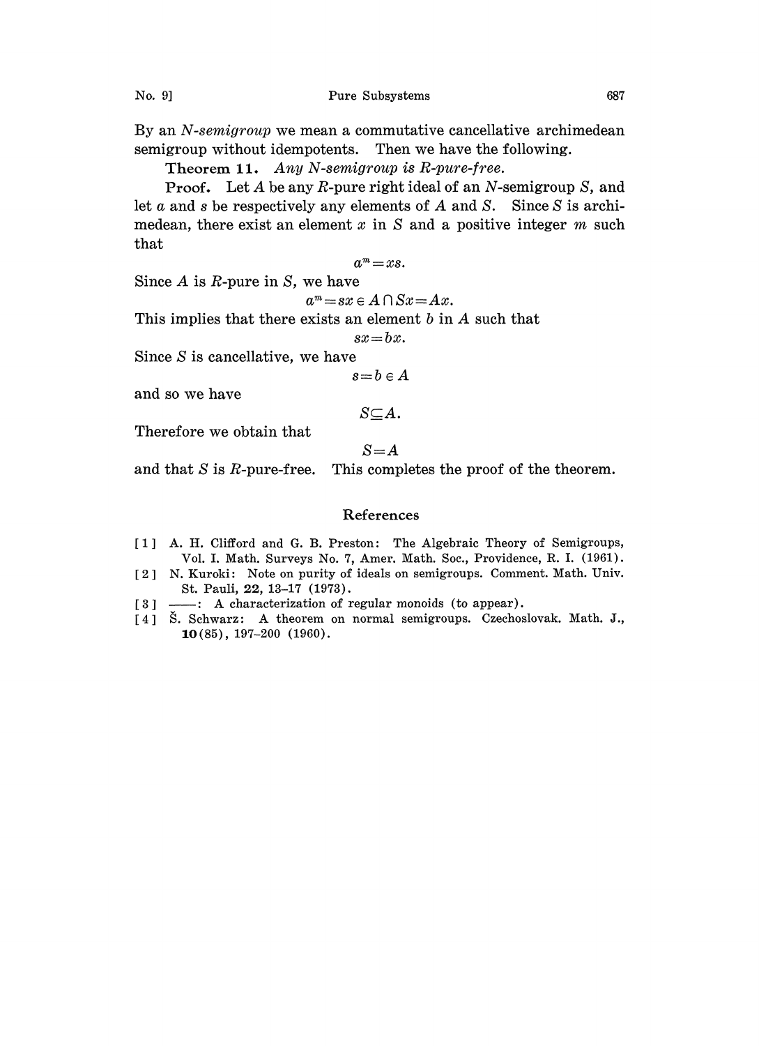By an *N-semigroup* we mean a commutative cancellative archimedean semigroup without idempotents. Then we have the following.

**Theorem 11.** *Any N-semigroup is R-pure-free.*

**Proof.** Let $A$ be any $R$-pure right ideal of an $N$-semigroup $S$, and let $a$ and $s$ be respectively any elements of $A$ and $S$. Since $S$ is archimedean, there exist an element $x$ in $S$ and a positive integer $m$ such that

$$a^m = xs.$$

Since $A$ is $R$-pure in $S$, we have

$$a^m = sx \in A \cap Sx = Ax.$$

This implies that there exists an element $b$ in $A$ such that

$$sx = bx.$$

Since $S$ is cancellative, we have

$$s = b \in A$$

and so we have

$$S \subseteq A.$$

Therefore we obtain that

$$S = A$$

and that $S$ is $R$-pure-free. This completes the proof of the theorem.

## References

[1] A. H. Clifford and G. B. Preston: The Algebraic Theory of Semigroups, Vol. I. Math. Surveys No. 7, Amer. Math. Soc., Providence, R. I. (1961).

[2] N. Kuroki: Note on purity of ideals on semigroups. Comment. Math. Univ. St. Pauli, **22**, 13–17 (1973).

[3] ——: A characterization of regular monoids (to appear).

[4] Š. Schwarz: A theorem on normal semigroups. Czechoslovak. Math. J., **10**(85), 197–200 (1960).